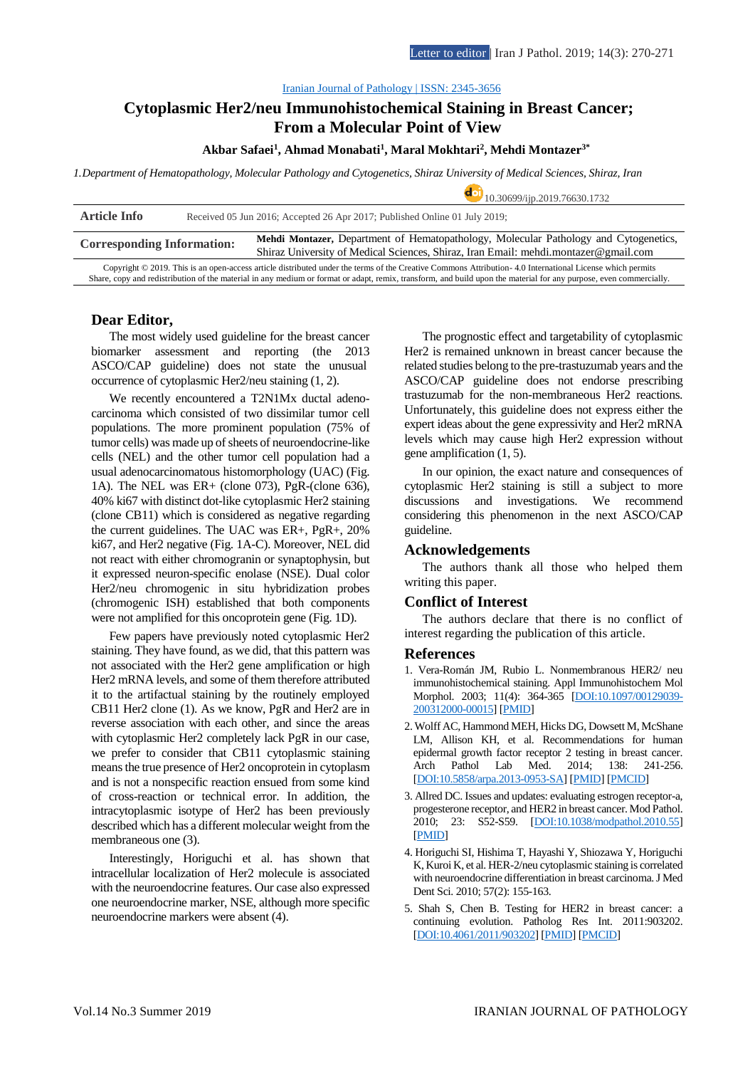Iranian Journal of Pathology | ISSN: 2345-3656

# Cytoplasmic Her2/neu Immunohistochemical Staining in Breast Cancer; From a Molecular Point of View

**Akbar Safaei[1], Ahmad Monabati[1], Maral Mokhtari[2], Mehdi Montazer[3*]**

*1.Department of Hematopathology, Molecular Pathology and Cytogenetics, Shiraz University of Medical Sciences, Shiraz, Iran*

10.30699/ijp.2019.76630.1732

| **Article Info** | Received 05 Jun 2016; Accepted 26 Apr 2017; Published Online 01 July 2019; |
|---|---|
| **Corresponding Information:** | **Mehdi Montazer**, Department of Hematopathology, Molecular Pathology and Cytogenetics, Shiraz University of Medical Sciences, Shiraz, Iran Email: mehdi.montazer@gmail.com |

Copyright © 2019. This is an open-access article distributed under the terms of the Creative Commons Attribution- 4.0 International License which permits Share, copy and redistribution of the material in any medium or format or adapt, remix, transform, and build upon the material for any purpose, even commercially.

## Dear Editor,

The most widely used guideline for the breast cancer biomarker assessment and reporting (the 2013 ASCO/CAP guideline) does not state the unusual occurrence of cytoplasmic Her2/neu staining (1, 2).

We recently encountered a T2N1Mx ductal adenocarcinoma which consisted of two dissimilar tumor cell populations. The more prominent population (75% of tumor cells) was made up of sheets of neuroendocrine-like cells (NEL) and the other tumor cell population had a usual adenocarcinomatous histomorphology (UAC) (Fig. 1A). The NEL was ER+ (clone 073), PgR-(clone 636), 40% ki67 with distinct dot-like cytoplasmic Her2 staining (clone CB11) which is considered as negative regarding the current guidelines. The UAC was ER+, PgR+, 20% ki67, and Her2 negative (Fig. 1A-C). Moreover, NEL did not react with either chromogranin or synaptophysin, but it expressed neuron-specific enolase (NSE). Dual color Her2/neu chromogenic in situ hybridization probes (chromogenic ISH) established that both components were not amplified for this oncoprotein gene (Fig. 1D).

Few papers have previously noted cytoplasmic Her2 staining. They have found, as we did, that this pattern was not associated with the Her2 gene amplification or high Her2 mRNA levels, and some of them therefore attributed it to the artifactual staining by the routinely employed CB11 Her2 clone (1). As we know, PgR and Her2 are in reverse association with each other, and since the areas with cytoplasmic Her2 completely lack PgR in our case, we prefer to consider that CB11 cytoplasmic staining means the true presence of Her2 oncoprotein in cytoplasm and is not a nonspecific reaction ensued from some kind of cross-reaction or technical error. In addition, the intracytoplasmic isotype of Her2 has been previously described which has a different molecular weight from the membraneous one (3).

Interestingly, Horiguchi et al. has shown that intracellular localization of Her2 molecule is associated with the neuroendocrine features. Our case also expressed one neuroendocrine marker, NSE, although more specific neuroendocrine markers were absent (4).

The prognostic effect and targetability of cytoplasmic Her2 is remained unknown in breast cancer because the related studies belong to the pre-trastuzumab years and the ASCO/CAP guideline does not endorse prescribing trastuzumab for the non-membraneous Her2 reactions. Unfortunately, this guideline does not express either the expert ideas about the gene expressivity and Her2 mRNA levels which may cause high Her2 expression without gene amplification (1, 5).

In our opinion, the exact nature and consequences of cytoplasmic Her2 staining is still a subject to more discussions and investigations. We recommend considering this phenomenon in the next ASCO/CAP guideline.

## Acknowledgements

The authors thank all those who helped them writing this paper.

## Conflict of Interest

The authors declare that there is no conflict of interest regarding the publication of this article.

## References

1. Vera-Román JM, Rubio L. Nonmembranous HER2/ neu immunohistochemical staining. Appl Immunohistochem Mol Morphol. 2003; 11(4): 364-365 [DOI:10.1097/00129039-200312000-00015] [PMID]
2. Wolff AC, Hammond MEH, Hicks DG, Dowsett M, McShane LM, Allison KH, et al. Recommendations for human epidermal growth factor receptor 2 testing in breast cancer. Arch Pathol Lab Med. 2014; 138: 241-256. [DOI:10.5858/arpa.2013-0953-SA] [PMID] [PMCID]
3. Allred DC. Issues and updates: evaluating estrogen receptor-a, progesterone receptor, and HER2 in breast cancer. Mod Pathol. 2010; 23: S52-S59. [DOI:10.1038/modpathol.2010.55] [PMID]
4. Horiguchi SI, Hishima T, Hayashi Y, Shiozawa Y, Horiguchi K, Kuroi K, et al. HER-2/neu cytoplasmic staining is correlated with neuroendocrine differentiation in breast carcinoma. J Med Dent Sci. 2010; 57(2): 155-163.
5. Shah S, Chen B. Testing for HER2 in breast cancer: a continuing evolution. Patholog Res Int. 2011:903202. [DOI:10.4061/2011/903202] [PMID] [PMCID]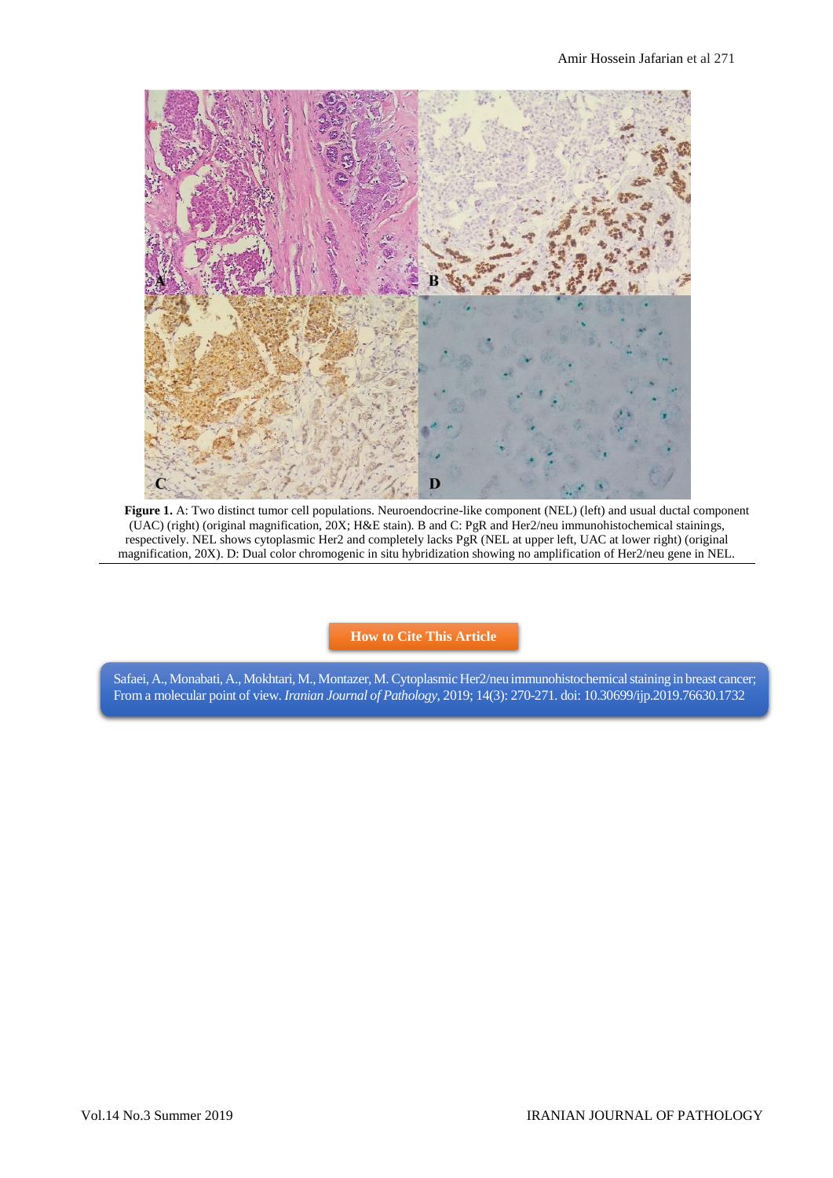**Figure 1.** A: Two distinct tumor cell populations. Neuroendocrine-like component (NEL) (left) and usual ductal component (UAC) (right) (original magnification, 20X; H&E stain). B and C: PgR and Her2/neu immunohistochemical stainings, respectively. NEL shows cytoplasmic Her2 and completely lacks PgR (NEL at upper left, UAC at lower right) (original magnification, 20X). D: Dual color chromogenic in situ hybridization showing no amplification of Her2/neu gene in NEL.

**How to Cite This Article**

Safaei, A., Monabati, A., Mokhtari, M., Montazer, M. Cytoplasmic Her2/neu immunohistochemical staining in breast cancer; From a molecular point of view. *Iranian Journal of Pathology*, 2019; 14(3): 270-271. doi: 10.30699/ijp.2019.76630.1732